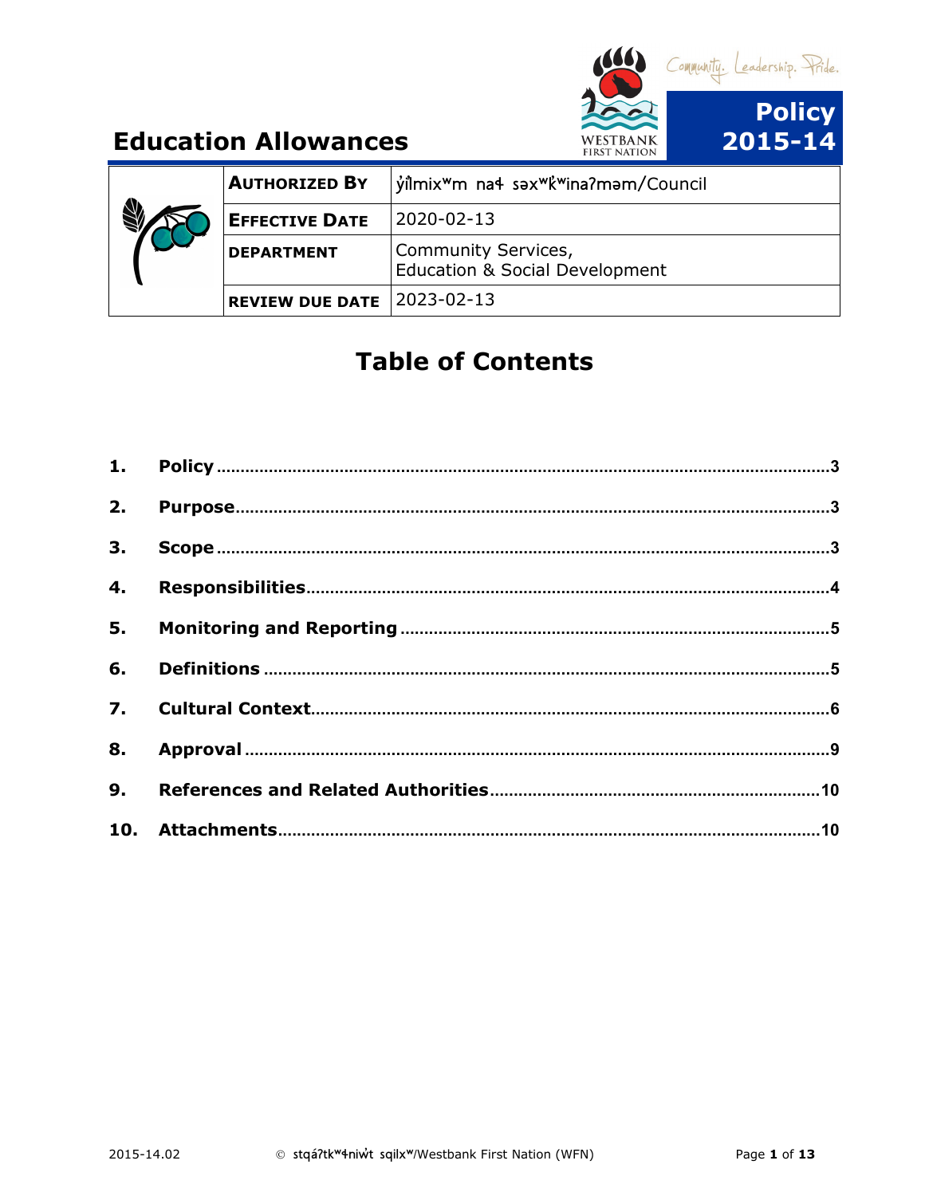# Education Allowances

**Policy 2015-14**

Community. Leadership. Pride.

| | |
|---|---|
| **AUTHORIZED BY** | y̓iʔmixʷm naɬ səxʷk̓ʷinaʔməm/Council |
| **EFFECTIVE DATE** | 2020-02-13 |
| **DEPARTMENT** | Community Services, Education & Social Development |
| **REVIEW DUE DATE** | 2023-02-13 |

## Table of Contents

1. **Policy** .......... 3
2. **Purpose** .......... 3
3. **Scope** .......... 3
4. **Responsibilities** .......... 4
5. **Monitoring and Reporting** .......... 5
6. **Definitions** .......... 5
7. **Cultural Context** .......... 6
8. **Approval** .......... 9
9. **References and Related Authorities** .......... 10
10. **Attachments** .......... 10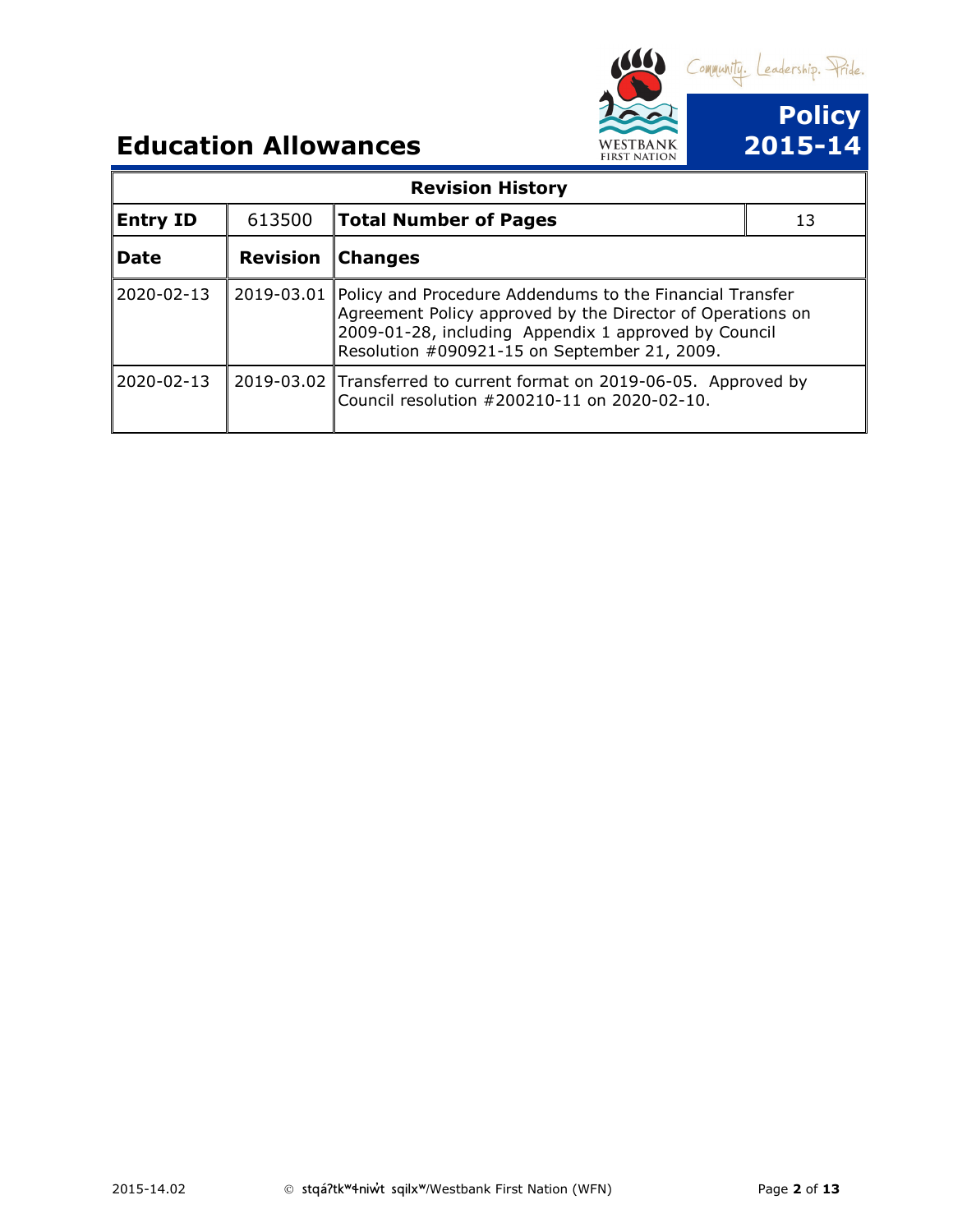# Education Allowances

**Policy 2015-14**

| Revision History | | | |
|---|---|---|---|
| **Entry ID** | 613500 | **Total Number of Pages** | 13 |
| **Date** | **Revision** | **Changes** | |
| 2020-02-13 | 2019-03.01 | Policy and Procedure Addendums to the Financial Transfer Agreement Policy approved by the Director of Operations on 2009-01-28, including Appendix 1 approved by Council Resolution #090921-15 on September 21, 2009. | |
| 2020-02-13 | 2019-03.02 | Transferred to current format on 2019-06-05. Approved by Council resolution #200210-11 on 2020-02-10. | |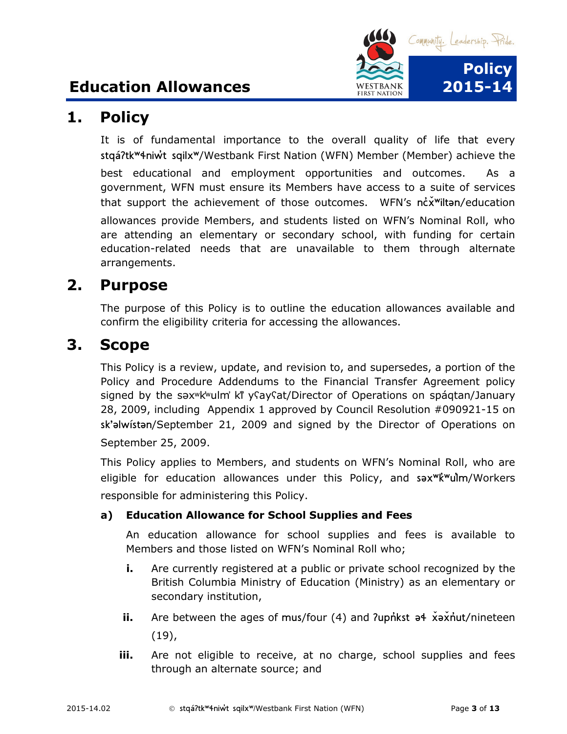# Education Allowances

Policy 2015-14

## 1. Policy

It is of fundamental importance to the overall quality of life that every stqáʔtkʷɬniw̓t sqilxʷ/Westbank First Nation (WFN) Member (Member) achieve the best educational and employment opportunities and outcomes. As a government, WFN must ensure its Members have access to a suite of services that support the achievement of those outcomes. WFN's nc̓x̌ʷiltən/education allowances provide Members, and students listed on WFN's Nominal Roll, who are attending an elementary or secondary school, with funding for certain education-related needs that are unavailable to them through alternate arrangements.

## 2. Purpose

The purpose of this Policy is to outline the education allowances available and confirm the eligibility criteria for accessing the allowances.

## 3. Scope

This Policy is a review, update, and revision to, and supersedes, a portion of the Policy and Procedure Addendums to the Financial Transfer Agreement policy signed by the səxʷkʷulm̓ kl̓ yʕayʕat/Director of Operations on spáqtan/January 28, 2009, including Appendix 1 approved by Council Resolution #090921-15 on sk'əlwístən/September 21, 2009 and signed by the Director of Operations on September 25, 2009.

This Policy applies to Members, and students on WFN's Nominal Roll, who are eligible for education allowances under this Policy, and səxʷk̓ʷul̓m/Workers responsible for administering this Policy.

### a) Education Allowance for School Supplies and Fees

An education allowance for school supplies and fees is available to Members and those listed on WFN's Nominal Roll who;

- **i.** Are currently registered at a public or private school recognized by the British Columbia Ministry of Education (Ministry) as an elementary or secondary institution,
- **ii.** Are between the ages of mus/four (4) and ʔupn̓kst əɬ x̌əx̌n̓ut/nineteen (19),
- **iii.** Are not eligible to receive, at no charge, school supplies and fees through an alternate source; and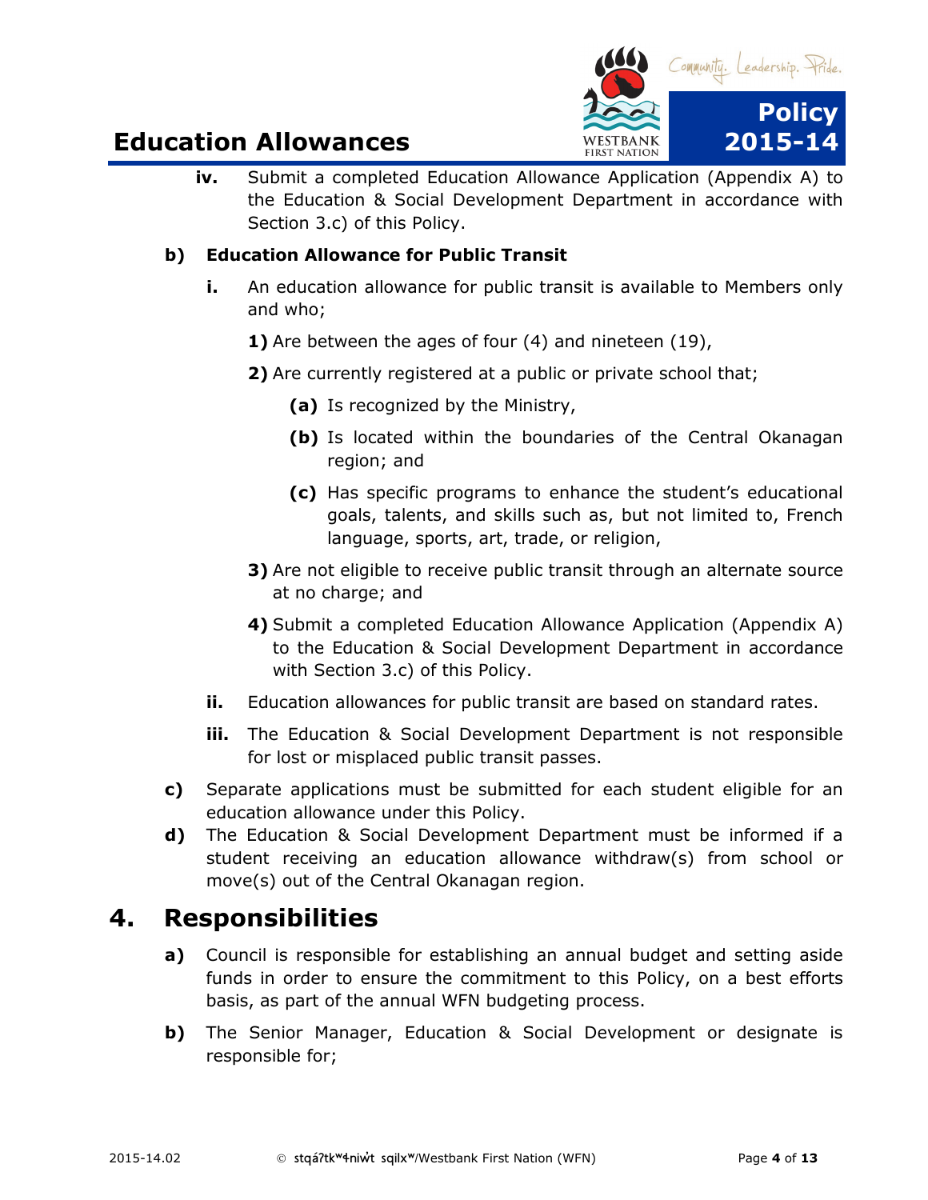iv. Submit a completed Education Allowance Application (Appendix A) to the Education & Social Development Department in accordance with Section 3.c) of this Policy.

**b) Education Allowance for Public Transit**

**i.** An education allowance for public transit is available to Members only and who;

**1)** Are between the ages of four (4) and nineteen (19),

**2)** Are currently registered at a public or private school that;

**(a)** Is recognized by the Ministry,

**(b)** Is located within the boundaries of the Central Okanagan region; and

**(c)** Has specific programs to enhance the student's educational goals, talents, and skills such as, but not limited to, French language, sports, art, trade, or religion,

**3)** Are not eligible to receive public transit through an alternate source at no charge; and

**4)** Submit a completed Education Allowance Application (Appendix A) to the Education & Social Development Department in accordance with Section 3.c) of this Policy.

**ii.** Education allowances for public transit are based on standard rates.

**iii.** The Education & Social Development Department is not responsible for lost or misplaced public transit passes.

**c)** Separate applications must be submitted for each student eligible for an education allowance under this Policy.

**d)** The Education & Social Development Department must be informed if a student receiving an education allowance withdraw(s) from school or move(s) out of the Central Okanagan region.

## 4. Responsibilities

**a)** Council is responsible for establishing an annual budget and setting aside funds in order to ensure the commitment to this Policy, on a best efforts basis, as part of the annual WFN budgeting process.

**b)** The Senior Manager, Education & Social Development or designate is responsible for;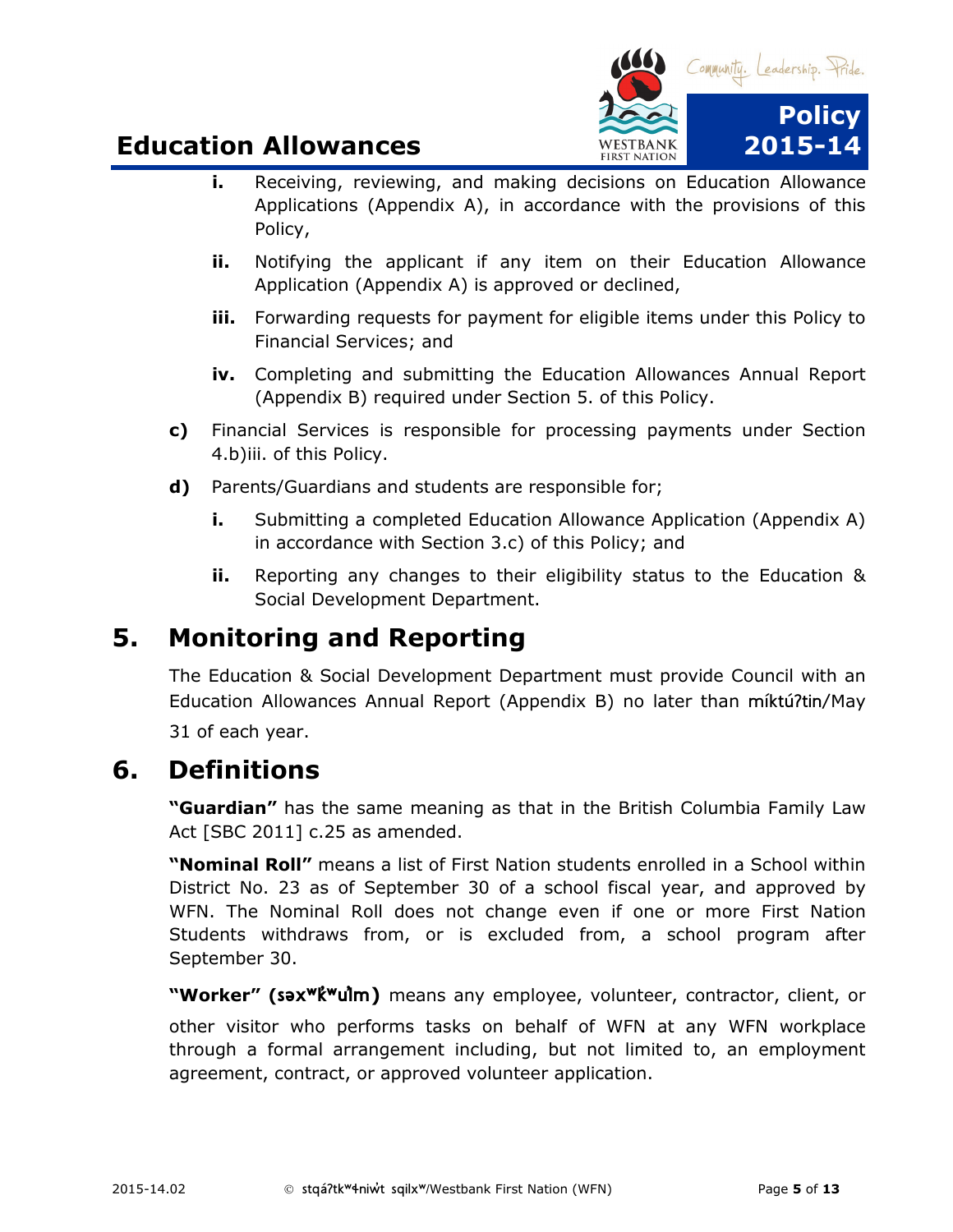i. Receiving, reviewing, and making decisions on Education Allowance Applications (Appendix A), in accordance with the provisions of this Policy,

ii. Notifying the applicant if any item on their Education Allowance Application (Appendix A) is approved or declined,

iii. Forwarding requests for payment for eligible items under this Policy to Financial Services; and

iv. Completing and submitting the Education Allowances Annual Report (Appendix B) required under Section 5. of this Policy.

c) Financial Services is responsible for processing payments under Section 4.b)iii. of this Policy.

d) Parents/Guardians and students are responsible for;

i. Submitting a completed Education Allowance Application (Appendix A) in accordance with Section 3.c) of this Policy; and

ii. Reporting any changes to their eligibility status to the Education & Social Development Department.

## 5. Monitoring and Reporting

The Education & Social Development Department must provide Council with an Education Allowances Annual Report (Appendix B) no later than míktúʔtin/May 31 of each year.

## 6. Definitions

**"Guardian"** has the same meaning as that in the British Columbia Family Law Act [SBC 2011] c.25 as amended.

**"Nominal Roll"** means a list of First Nation students enrolled in a School within District No. 23 as of September 30 of a school fiscal year, and approved by WFN. The Nominal Roll does not change even if one or more First Nation Students withdraws from, or is excluded from, a school program after September 30.

**"Worker" (səxʷk̓ʷu̓lm)** means any employee, volunteer, contractor, client, or other visitor who performs tasks on behalf of WFN at any WFN workplace through a formal arrangement including, but not limited to, an employment agreement, contract, or approved volunteer application.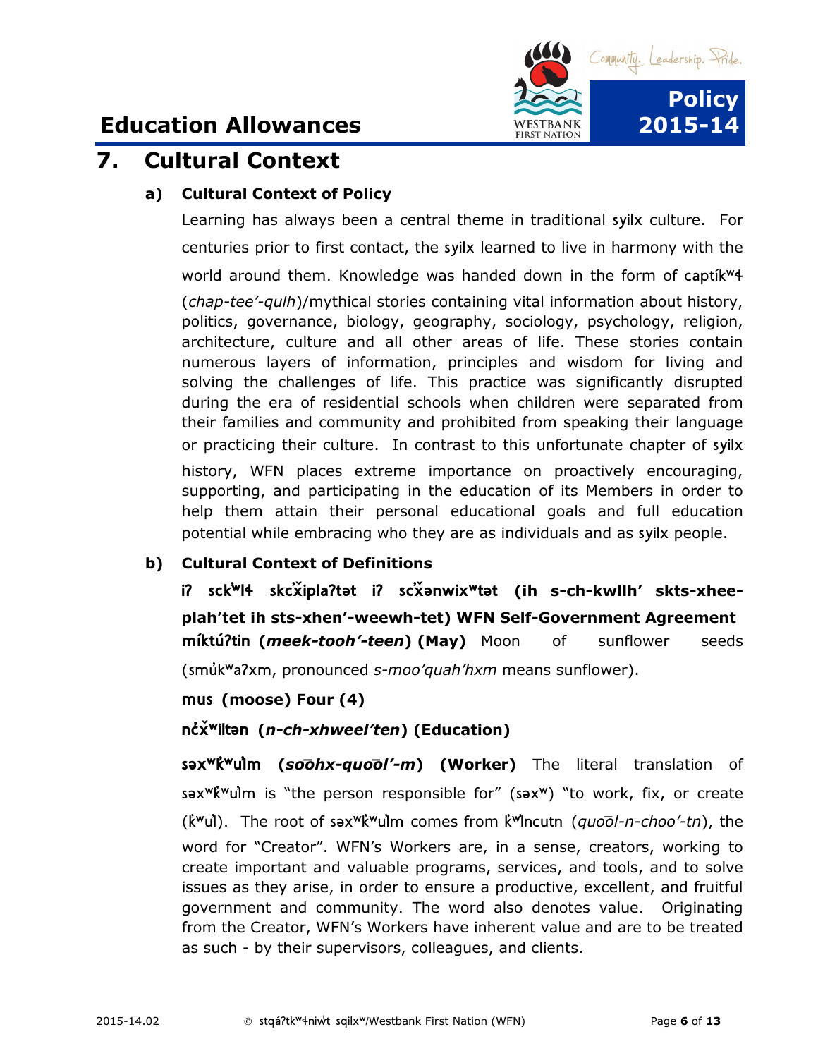# 7. Cultural Context

### a) Cultural Context of Policy

Learning has always been a central theme in traditional syilx culture. For centuries prior to first contact, the syilx learned to live in harmony with the world around them. Knowledge was handed down in the form of captíkʷɬ (*chap-tee'-qulh*)/mythical stories containing vital information about history, politics, governance, biology, geography, sociology, psychology, religion, architecture, culture and all other areas of life. These stories contain numerous layers of information, principles and wisdom for living and solving the challenges of life. This practice was significantly disrupted during the era of residential schools when children were separated from their families and community and prohibited from speaking their language or practicing their culture. In contrast to this unfortunate chapter of syilx history, WFN places extreme importance on proactively encouraging, supporting, and participating in the education of its Members in order to help them attain their personal educational goals and full education potential while embracing who they are as individuals and as syilx people.

### b) Cultural Context of Definitions

**iʔ sckʷlɬ skc̓x̌iplaʔtət iʔ sc̓x̌ənwixʷtət (ih s-ch-kwllh' skts-xhee-plah'tet ih sts-xhen'-weewh-tet) WFN Self-Government Agreement**

**míktúʔtin (*meek-tooh'-teen*) (May)** Moon of sunflower seeds (smu̓kʷaʔxm, pronounced *s-moo'quah'hxm* means sunflower).

**mus (moose) Four (4)**

**nc̓x̌ʷiltən (*n-ch-xhweel'ten*) (Education)**

**səxʷk̓ʷu̓lm (*soōhx-quoōl'-m*) (Worker)** The literal translation of səxʷk̓ʷu̓lm is "the person responsible for" (səxʷ) "to work, fix, or create (k̓ʷu̓l). The root of səxʷk̓ʷu̓lm comes from k̓ʷlncutn (*quoōl-n-choo'-tn*), the word for "Creator". WFN's Workers are, in a sense, creators, working to create important and valuable programs, services, and tools, and to solve issues as they arise, in order to ensure a productive, excellent, and fruitful government and community. The word also denotes value. Originating from the Creator, WFN's Workers have inherent value and are to be treated as such - by their supervisors, colleagues, and clients.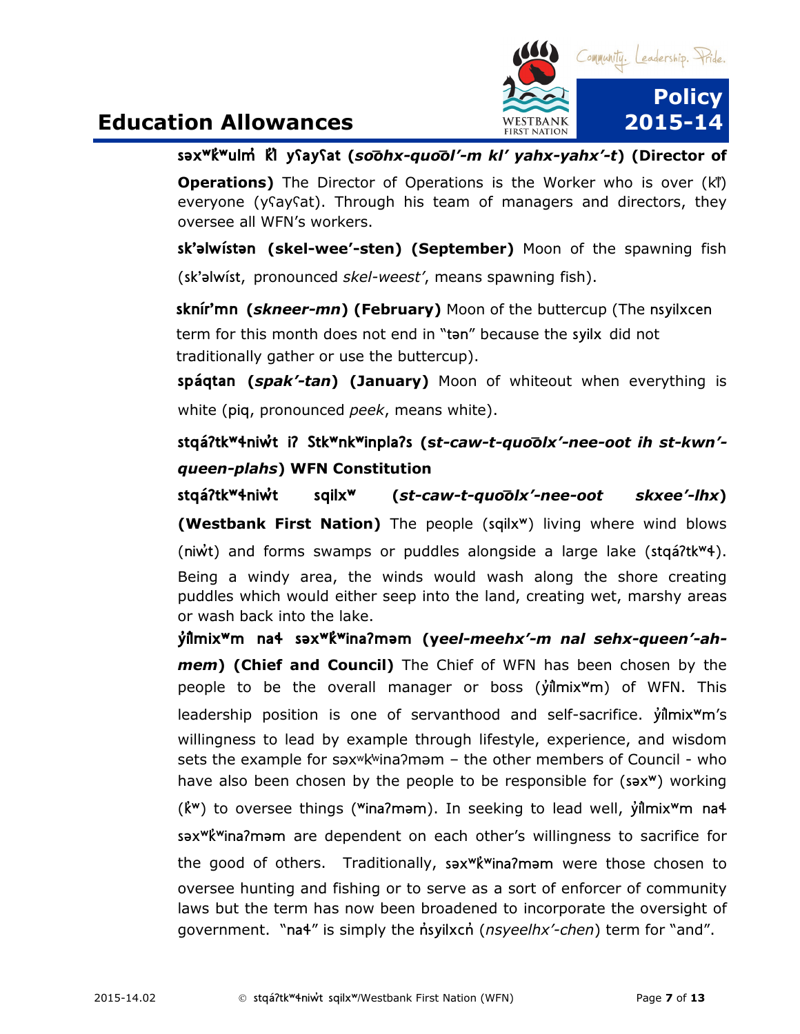**səxʷk̓ʷulm̓ k̓l yʕayʕat (*soōhx-quoōl'-m kl' yahx-yahx'-t*) (Director of Operations)** The Director of Operations is the Worker who is over (kl̓) everyone (yʕayʕat). Through his team of managers and directors, they oversee all WFN's workers.

**sk'əlwístən (skel-wee'-sten) (September)** Moon of the spawning fish (sk'əlwíst, pronounced *skel-weest'*, means spawning fish).

**sknír'mn (*skneer-mn*) (February)** Moon of the buttercup (The nsyilxcen term for this month does not end in "tən" because the syilx did not traditionally gather or use the buttercup).

**spáqtan (*spak'-tan*) (January)** Moon of whiteout when everything is white (piq, pronounced *peek*, means white).

**stqáʔtkʷɬniw̓t iʔ Stkʷnkʷinplaʔs (s*t-caw-t-quoōlx'-nee-oot ih st-kwn'-queen-plahs*) WFN Constitution**

**stqáʔtkʷɬniw̓t sqilxʷ (*st-caw-t-quoōlx'-nee-oot skxee'-lhx*) (Westbank First Nation)** The people (sqilxʷ) living where wind blows (niw̓t) and forms swamps or puddles alongside a large lake (stqáʔtkʷɬ). Being a windy area, the winds would wash along the shore creating puddles which would either seep into the land, creating wet, marshy areas or wash back into the lake.

**y̓il̓mixʷm naɬ səxʷk̓ʷinaʔməm (y*eel-meehx'-m nal sehx-queen'-ah-mem*) (Chief and Council)** The Chief of WFN has been chosen by the people to be the overall manager or boss (y̓il̓mixʷm) of WFN. This leadership position is one of servanthood and self-sacrifice. y̓il̓mixʷm's willingness to lead by example through lifestyle, experience, and wisdom sets the example for səxʷkʷinaʔməm – the other members of Council - who have also been chosen by the people to be responsible for (səxʷ) working (k̓ʷ) to oversee things (ʷinaʔməm). In seeking to lead well, y̓il̓mixʷm naɬ səxʷk̓ʷinaʔməm are dependent on each other's willingness to sacrifice for the good of others. Traditionally, səxʷk̓ʷinaʔməm were those chosen to oversee hunting and fishing or to serve as a sort of enforcer of community laws but the term has now been broadened to incorporate the oversight of government. "naɬ" is simply the n̓syilxcn̓ (*nsyeelhx'-chen*) term for "and".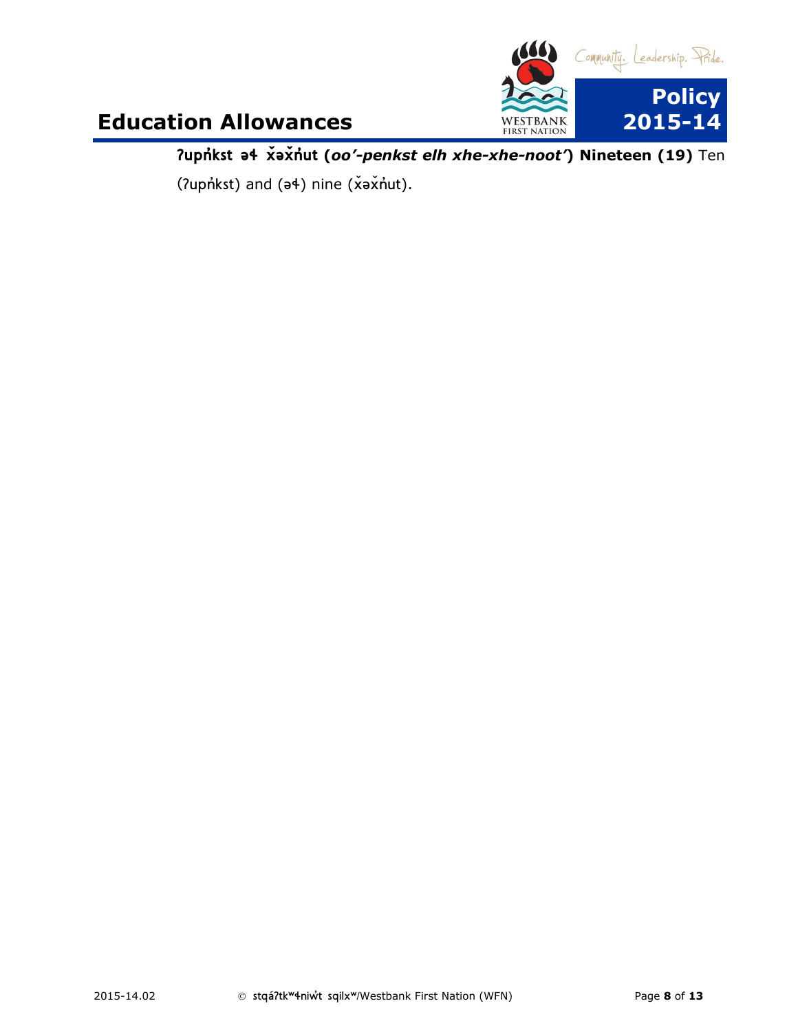**ʔupn̓kst əɬ x̌əx̌n̓ut (*oo'-penkst elh xhe-xhe-noot'*) Nineteen (19)** Ten (ʔupn̓kst) and (əɬ) nine (x̌əx̌n̓ut).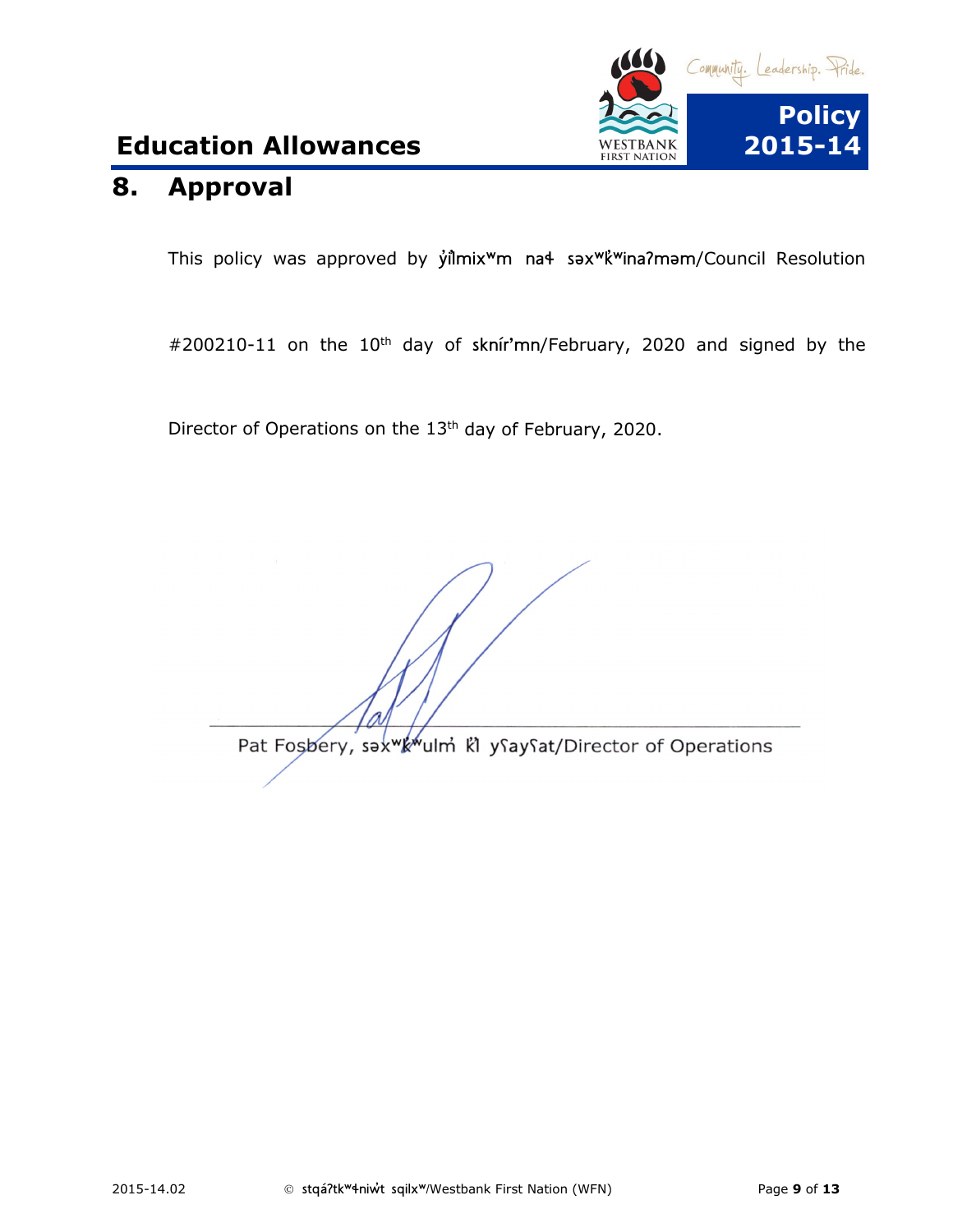## 8. Approval

This policy was approved by y̓ilmixʷm naɬ səxʷk̓ʷinaʔməm/Council Resolution #200210-11 on the 10th day of sknír'mn/February, 2020 and signed by the Director of Operations on the 13th day of February, 2020.

Pat Fosbery, səxʷk̓ʷulm̓ k̓l yʕayʕat/Director of Operations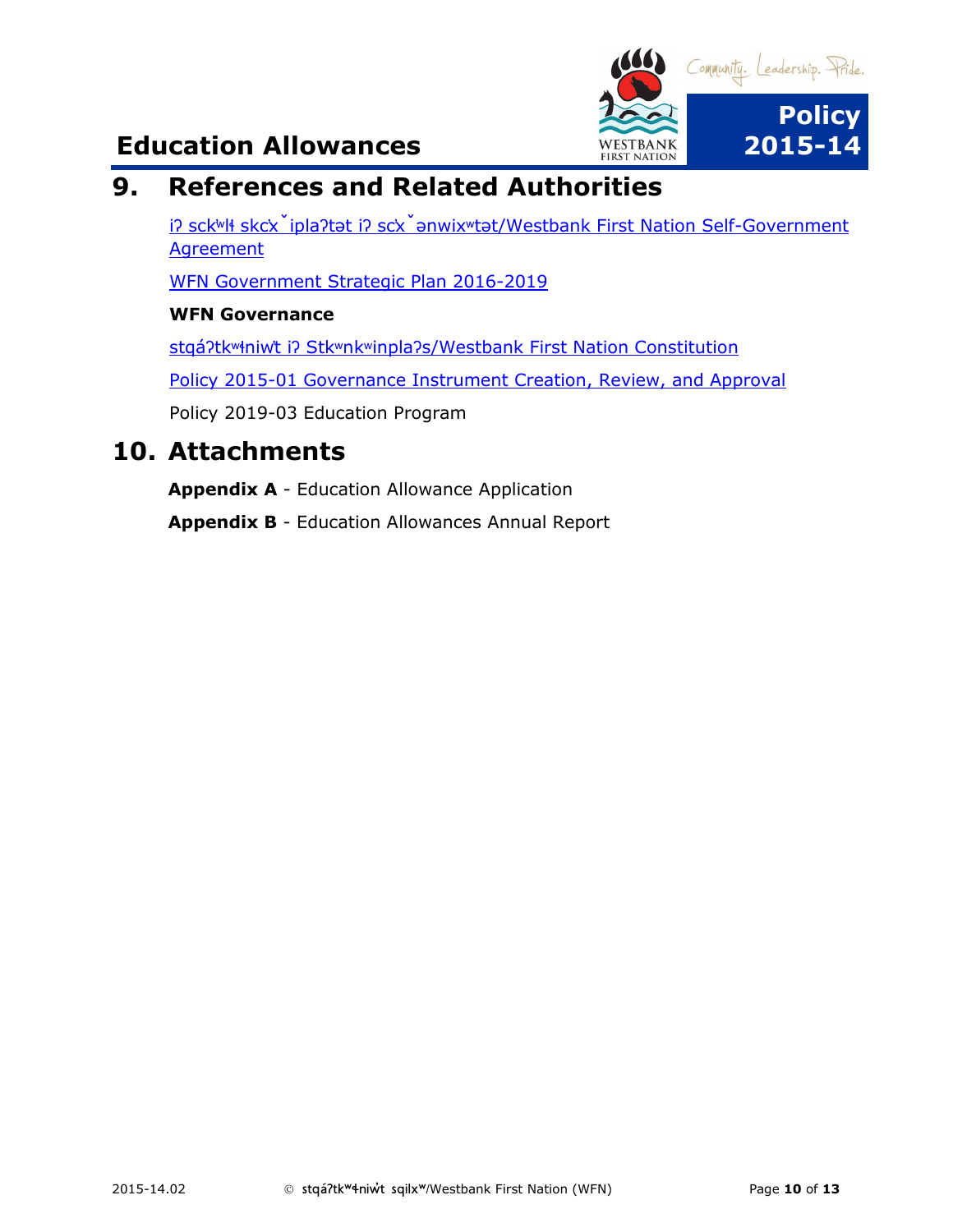## 9. References and Related Authorities

iʔ sckʷlɬ skcx̌ iplaʔtət iʔ scx̌ ənwixʷtət/Westbank First Nation Self-Government Agreement

WFN Government Strategic Plan 2016-2019

**WFN Governance**

stqáʔtkʷɬniwt iʔ Stkʷnkʷinplaʔs/Westbank First Nation Constitution

Policy 2015-01 Governance Instrument Creation, Review, and Approval

Policy 2019-03 Education Program

## 10. Attachments

**Appendix A** - Education Allowance Application

**Appendix B** - Education Allowances Annual Report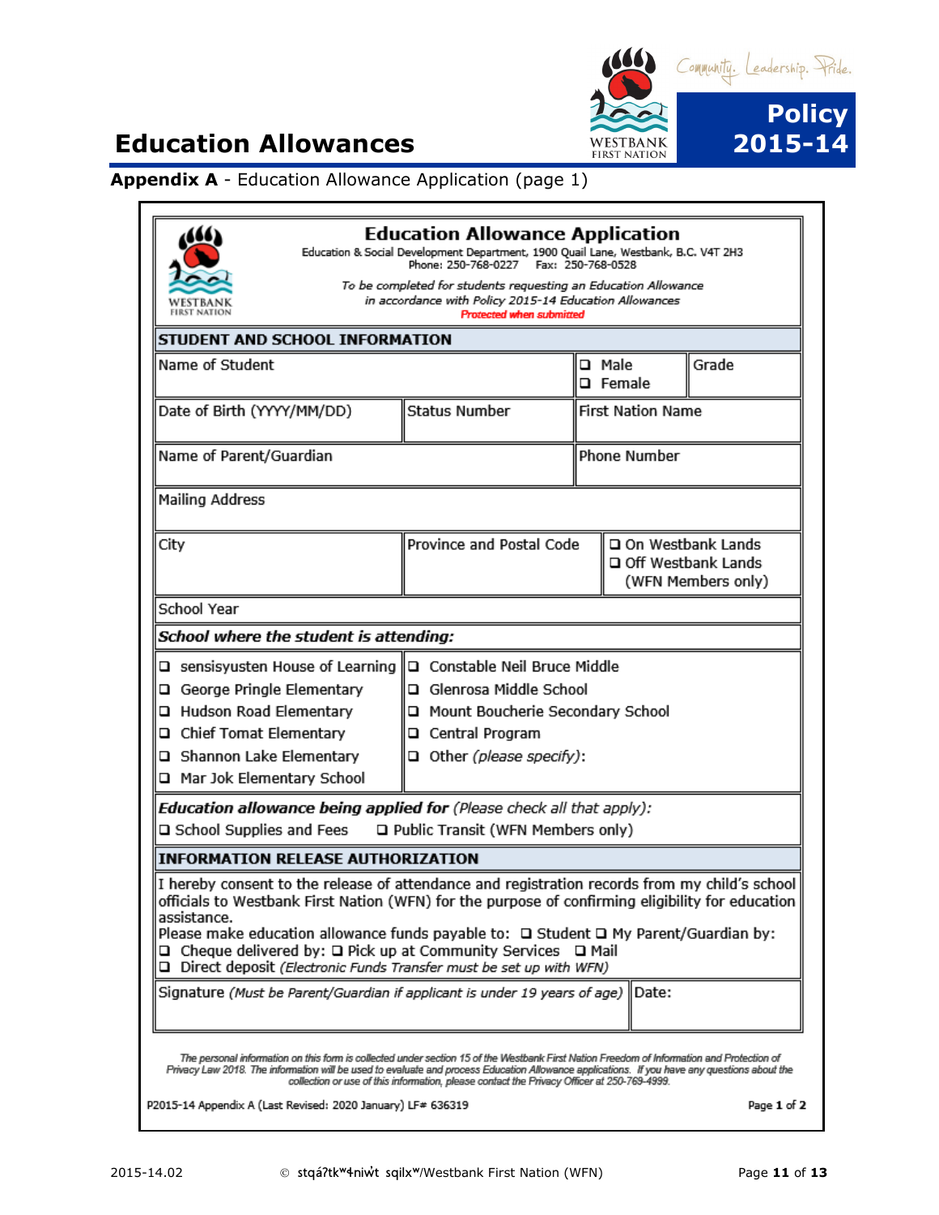# Education Allowances

Community. Leadership. Pride.

**Policy 2015-14**

**Appendix A** - Education Allowance Application (page 1)

## Education Allowance Application

Education & Social Development Department, 1900 Quail Lane, Westbank, B.C. V4T 2H3
Phone: 250-768-0227 Fax: 250-768-0528

*To be completed for students requesting an Education Allowance in accordance with Policy 2015-14 Education Allowances*

Protected when submitted

### STUDENT AND SCHOOL INFORMATION

| | | | |
|---|---|---|---|
| Name of Student | | ❑ Male ❑ Female | Grade |
| Date of Birth (YYYY/MM/DD) | Status Number | First Nation Name | |
| Name of Parent/Guardian | | Phone Number | |
| Mailing Address | | | |
| City | Province and Postal Code | ❑ On Westbank Lands ❑ Off Westbank Lands (WFN Members only) | |
| School Year | | | |

***School where the student is attending:***

| | |
|---|---|
| ❑ sensisyusten House of Learning | ❑ Constable Neil Bruce Middle |
| ❑ George Pringle Elementary | ❑ Glenrosa Middle School |
| ❑ Hudson Road Elementary | ❑ Mount Boucherie Secondary School |
| ❑ Chief Tomat Elementary | ❑ Central Program |
| ❑ Shannon Lake Elementary | ❑ Other *(please specify)*: |
| ❑ Mar Jok Elementary School | |

***Education allowance being applied for*** *(Please check all that apply)*:

❑ School Supplies and Fees ❑ Public Transit (WFN Members only)

### INFORMATION RELEASE AUTHORIZATION

I hereby consent to the release of attendance and registration records from my child's school officials to Westbank First Nation (WFN) for the purpose of confirming eligibility for education assistance.

Please make education allowance funds payable to: ❑ Student ❑ My Parent/Guardian by:

❑ Cheque delivered by: ❑ Pick up at Community Services ❑ Mail

❑ Direct deposit *(Electronic Funds Transfer must be set up with WFN)*

| | |
|---|---|
| Signature *(Must be Parent/Guardian if applicant is under 19 years of age)* | Date: |

*The personal information on this form is collected under section 15 of the Westbank First Nation Freedom of Information and Protection of Privacy Law 2018. The information will be used to evaluate and process Education Allowance applications. If you have any questions about the collection or use of this information, please contact the Privacy Officer at 250-769-4999.*

P2015-14 Appendix A (Last Revised: 2020 January) LF# 636319 — Page 1 of 2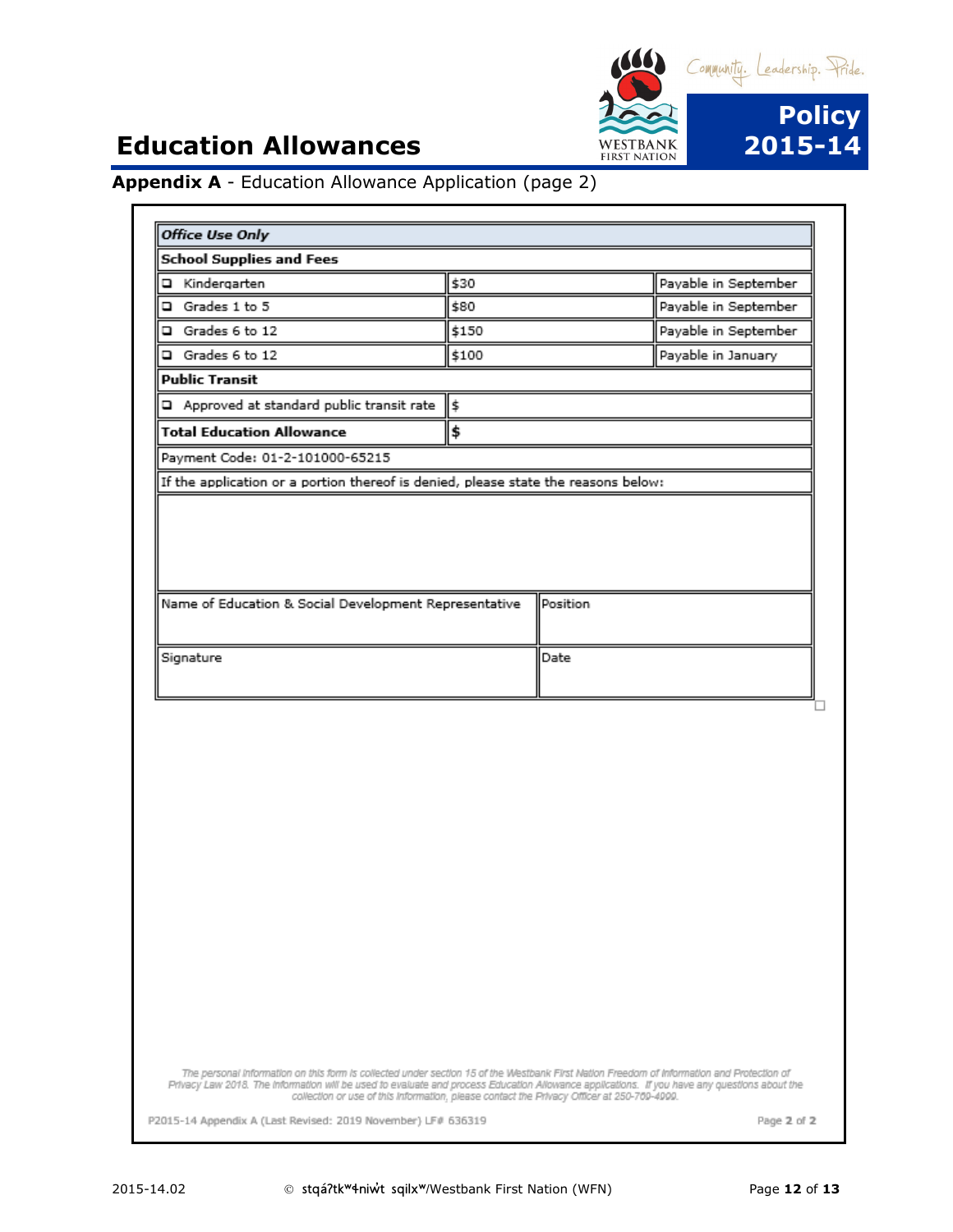## Appendix A - Education Allowance Application (page 2)

| | | |
|---|---|---|
| ***Office Use Only*** | | |
| **School Supplies and Fees** | | |
| ☐ Kindergarten | $30 | Payable in September |
| ☐ Grades 1 to 5 | $80 | Payable in September |
| ☐ Grades 6 to 12 | $150 | Payable in September |
| ☐ Grades 6 to 12 | $100 | Payable in January |
| **Public Transit** | | |
| ☐ Approved at standard public transit rate | $ | |
| **Total Education Allowance** | **$** | |
| Payment Code: 01-2-101000-65215 | | |
| If the application or a portion thereof is denied, please state the reasons below: | | |
| | | |

| | |
|---|---|
| Name of Education & Social Development Representative | Position |
| Signature | Date |

The personal information on this form is collected under section 15 of the Westbank First Nation Freedom of Information and Protection of Privacy Law 2018. The information will be used to evaluate and process Education Allowance applications. If you have any questions about the collection or use of this information, please contact the Privacy Officer at 250-769-4999.

P2015-14 Appendix A (Last Revised: 2019 November) LF# 636319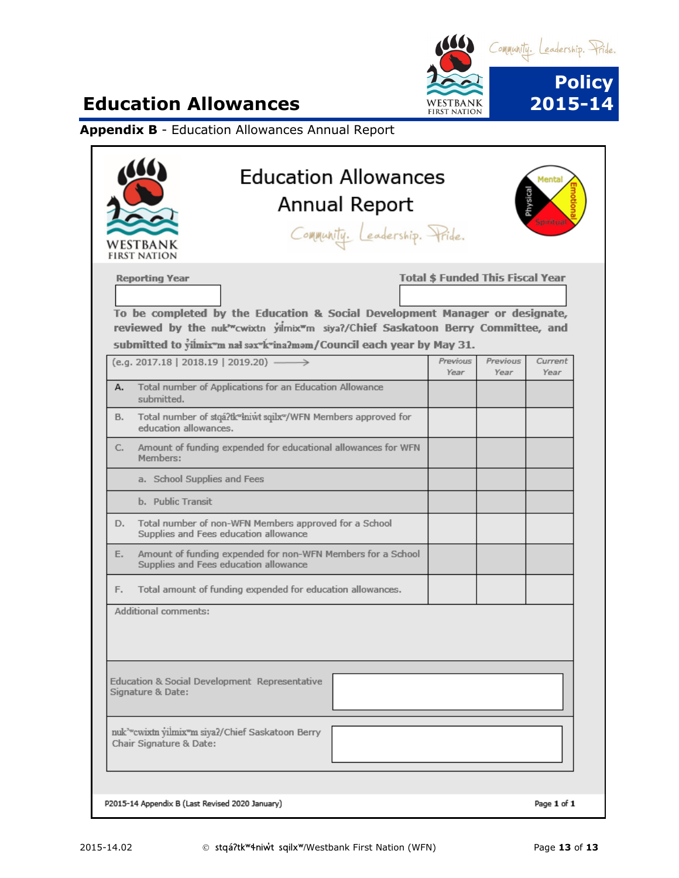## Education Allowances

**Appendix B** - Education Allowances Annual Report

# Education Allowances Annual Report

Community. Leadership. Pride.

**Reporting Year**

**Total $ Funded This Fiscal Year**

**To be completed by the Education & Social Development Manager or designate, reviewed by the nuk'ʷcwixtn y̓ilmixʷm siyaʔ/Chief Saskatoon Berry Committee, and submitted to y̓ilmixʷm nał səxʷk̓ʷinaʔməm/Council each year by May 31.**

| (e.g. 2017.18 \| 2018.19 \| 2019.20) ⟶ | | *Previous Year* | *Previous Year* | *Current Year* |
|---|---|---|---|---|
| A. | Total number of Applications for an Education Allowance submitted. | | | |
| B. | Total number of stqá?tkʷɬniw̓t sqilxʷ/WFN Members approved for education allowances. | | | |
| C. | Amount of funding expended for educational allowances for WFN Members: | | | |
| | a. School Supplies and Fees | | | |
| | b. Public Transit | | | |
| D. | Total number of non-WFN Members approved for a School Supplies and Fees education allowance | | | |
| E. | Amount of funding expended for non-WFN Members for a School Supplies and Fees education allowance | | | |
| F. | Total amount of funding expended for education allowances. | | | |

Additional comments:

Education & Social Development Representative Signature & Date:

nuk'ʷcwixtn y̓ilmixʷm siyaʔ/Chief Saskatoon Berry Chair Signature & Date:

P2015-14 Appendix B (Last Revised 2020 January)

2015-14.02 © stqá?tkʷɬniw̓t sqilxʷ/Westbank First Nation (WFN)